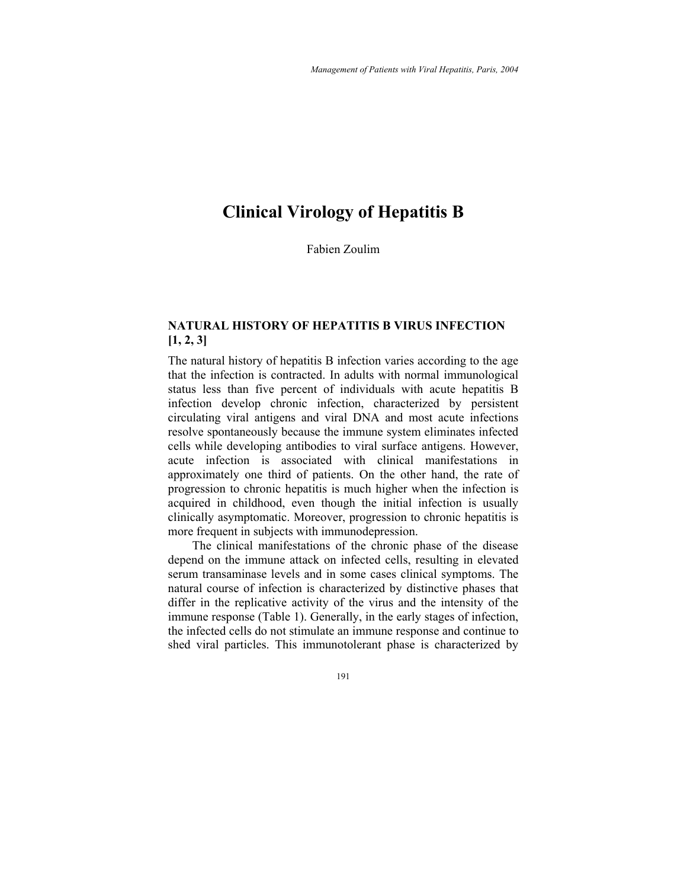# Clinical Virology of Hepatitis B

Fabien Zoulim

## NATURAL HISTORY OF HEPATITIS B VIRUS INFECTION [1, 2, 3]

The natural history of hepatitis B infection varies according to the age that the infection is contracted. In adults with normal immunological status less than five percent of individuals with acute hepatitis B infection develop chronic infection, characterized by persistent circulating viral antigens and viral DNA and most acute infections resolve spontaneously because the immune system eliminates infected cells while developing antibodies to viral surface antigens. However, acute infection is associated with clinical manifestations in approximately one third of patients. On the other hand, the rate of progression to chronic hepatitis is much higher when the infection is acquired in childhood, even though the initial infection is usually clinically asymptomatic. Moreover, progression to chronic hepatitis is more frequent in subjects with immunodepression.

The clinical manifestations of the chronic phase of the disease depend on the immune attack on infected cells, resulting in elevated serum transaminase levels and in some cases clinical symptoms. The natural course of infection is characterized by distinctive phases that differ in the replicative activity of the virus and the intensity of the immune response (Table 1). Generally, in the early stages of infection, the infected cells do not stimulate an immune response and continue to shed viral particles. This immunotolerant phase is characterized by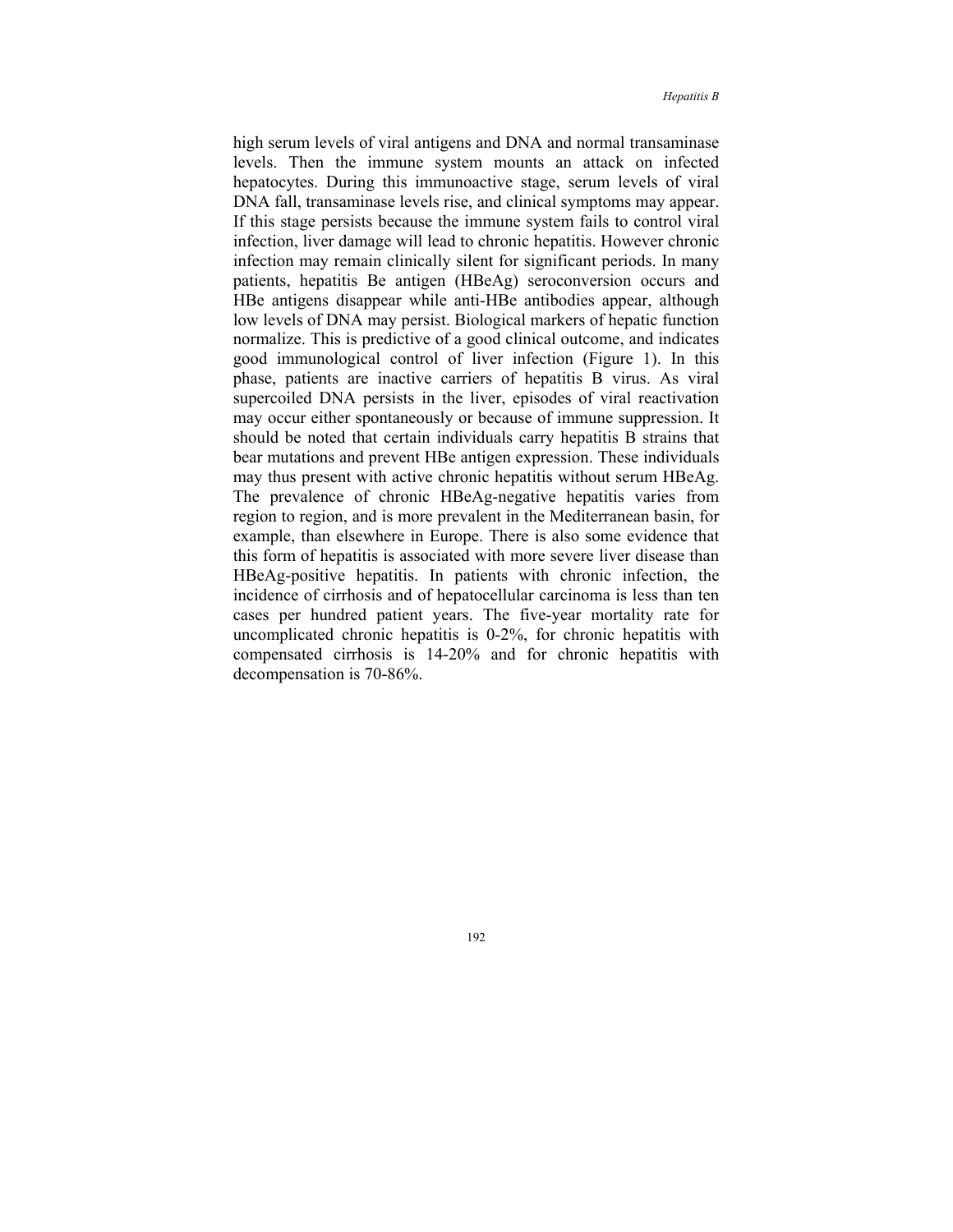high serum levels of viral antigens and DNA and normal transaminase levels. Then the immune system mounts an attack on infected hepatocytes. During this immunoactive stage, serum levels of viral DNA fall, transaminase levels rise, and clinical symptoms may appear. If this stage persists because the immune system fails to control viral infection, liver damage will lead to chronic hepatitis. However chronic infection may remain clinically silent for significant periods. In many patients, hepatitis Be antigen (HBeAg) seroconversion occurs and HBe antigens disappear while anti-HBe antibodies appear, although low levels of DNA may persist. Biological markers of hepatic function normalize. This is predictive of a good clinical outcome, and indicates good immunological control of liver infection (Figure 1). In this phase, patients are inactive carriers of hepatitis B virus. As viral supercoiled DNA persists in the liver, episodes of viral reactivation may occur either spontaneously or because of immune suppression. It should be noted that certain individuals carry hepatitis B strains that bear mutations and prevent HBe antigen expression. These individuals may thus present with active chronic hepatitis without serum HBeAg. The prevalence of chronic HBeAg-negative hepatitis varies from region to region, and is more prevalent in the Mediterranean basin, for example, than elsewhere in Europe. There is also some evidence that this form of hepatitis is associated with more severe liver disease than HBeAg-positive hepatitis. In patients with chronic infection, the incidence of cirrhosis and of hepatocellular carcinoma is less than ten cases per hundred patient years. The five-year mortality rate for uncomplicated chronic hepatitis is 0-2%, for chronic hepatitis with compensated cirrhosis is 14-20% and for chronic hepatitis with decompensation is 70-86%.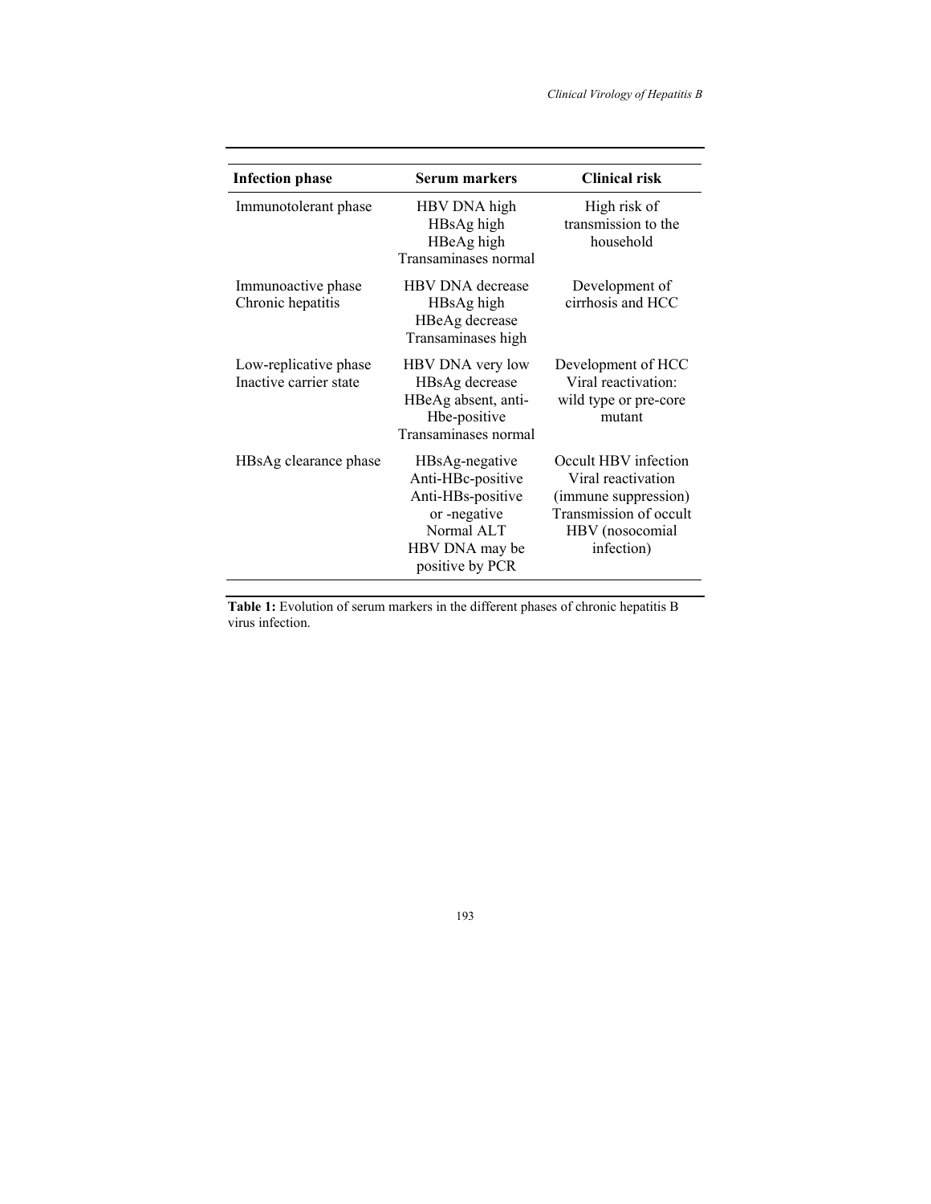| Infection phase | Serum markers | Clinical risk |
|---|---|---|
| Immunotolerant phase | HBV DNA high<br>HBsAg high<br>HBeAg high<br>Transaminases normal | High risk of transmission to the household |
| Immunoactive phase<br>Chronic hepatitis | HBV DNA decrease<br>HBsAg high<br>HBeAg decrease<br>Transaminases high | Development of cirrhosis and HCC |
| Low-replicative phase<br>Inactive carrier state | HBV DNA very low<br>HBsAg decrease<br>HBeAg absent, anti-Hbe-positive<br>Transaminases normal | Development of HCC<br>Viral reactivation: wild type or pre-core mutant |
| HBsAg clearance phase | HBsAg-negative<br>Anti-HBc-positive<br>Anti-HBs-positive or -negative<br>Normal ALT<br>HBV DNA may be positive by PCR | Occult HBV infection<br>Viral reactivation (immune suppression)<br>Transmission of occult HBV (nosocomial infection) |

**Table 1:** Evolution of serum markers in the different phases of chronic hepatitis B virus infection.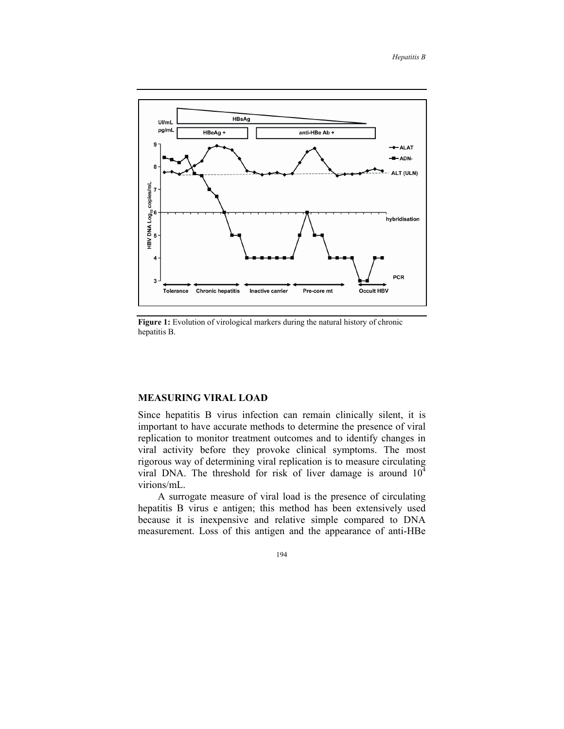Figure 1: Evolution of virological markers during the natural history of chronic hepatitis B.

## MEASURING VIRAL LOAD

Since hepatitis B virus infection can remain clinically silent, it is important to have accurate methods to determine the presence of viral replication to monitor treatment outcomes and to identify changes in viral activity before they provoke clinical symptoms. The most rigorous way of determining viral replication is to measure circulating viral DNA. The threshold for risk of liver damage is around $10^4$ virions/mL.

A surrogate measure of viral load is the presence of circulating hepatitis B virus e antigen; this method has been extensively used because it is inexpensive and relative simple compared to DNA measurement. Loss of this antigen and the appearance of anti-HBe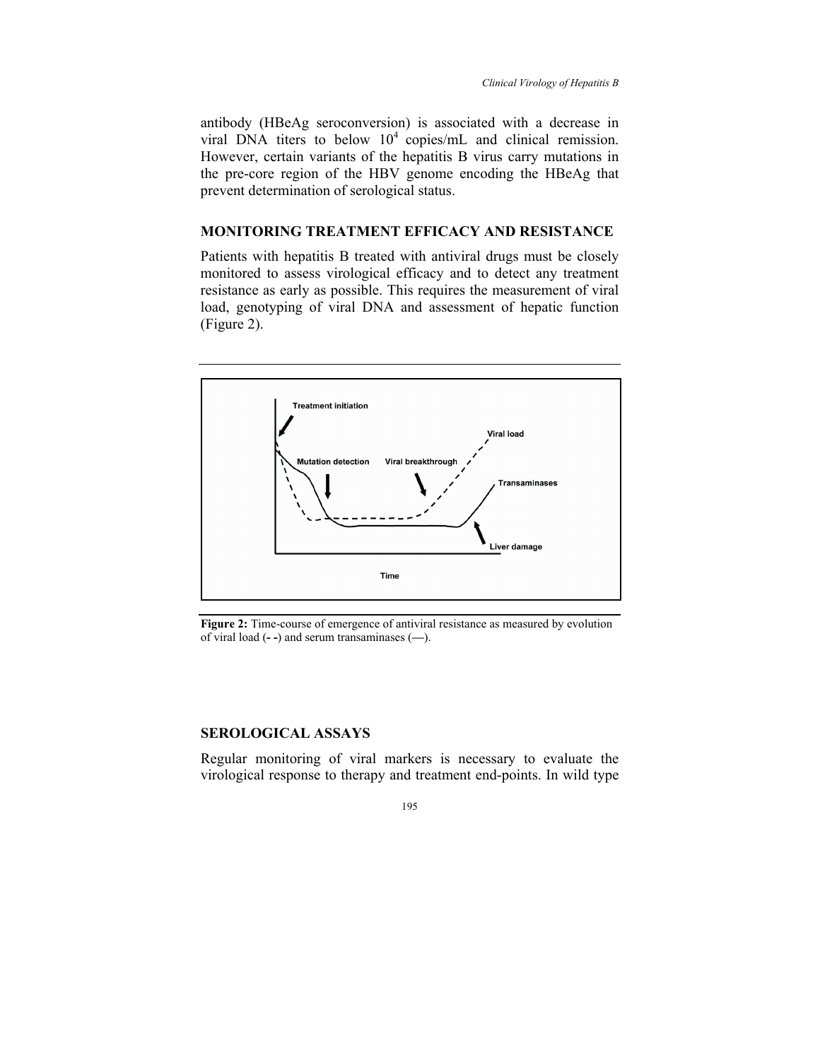antibody (HBeAg seroconversion) is associated with a decrease in viral DNA titers to below $10^4$ copies/mL and clinical remission. However, certain variants of the hepatitis B virus carry mutations in the pre-core region of the HBV genome encoding the HBeAg that prevent determination of serological status.

## MONITORING TREATMENT EFFICACY AND RESISTANCE

Patients with hepatitis B treated with antiviral drugs must be closely monitored to assess virological efficacy and to detect any treatment resistance as early as possible. This requires the measurement of viral load, genotyping of viral DNA and assessment of hepatic function (Figure 2).

**Figure 2:** Time-course of emergence of antiviral resistance as measured by evolution of viral load (- -) and serum transaminases (—).

## SEROLOGICAL ASSAYS

Regular monitoring of viral markers is necessary to evaluate the virological response to therapy and treatment end-points. In wild type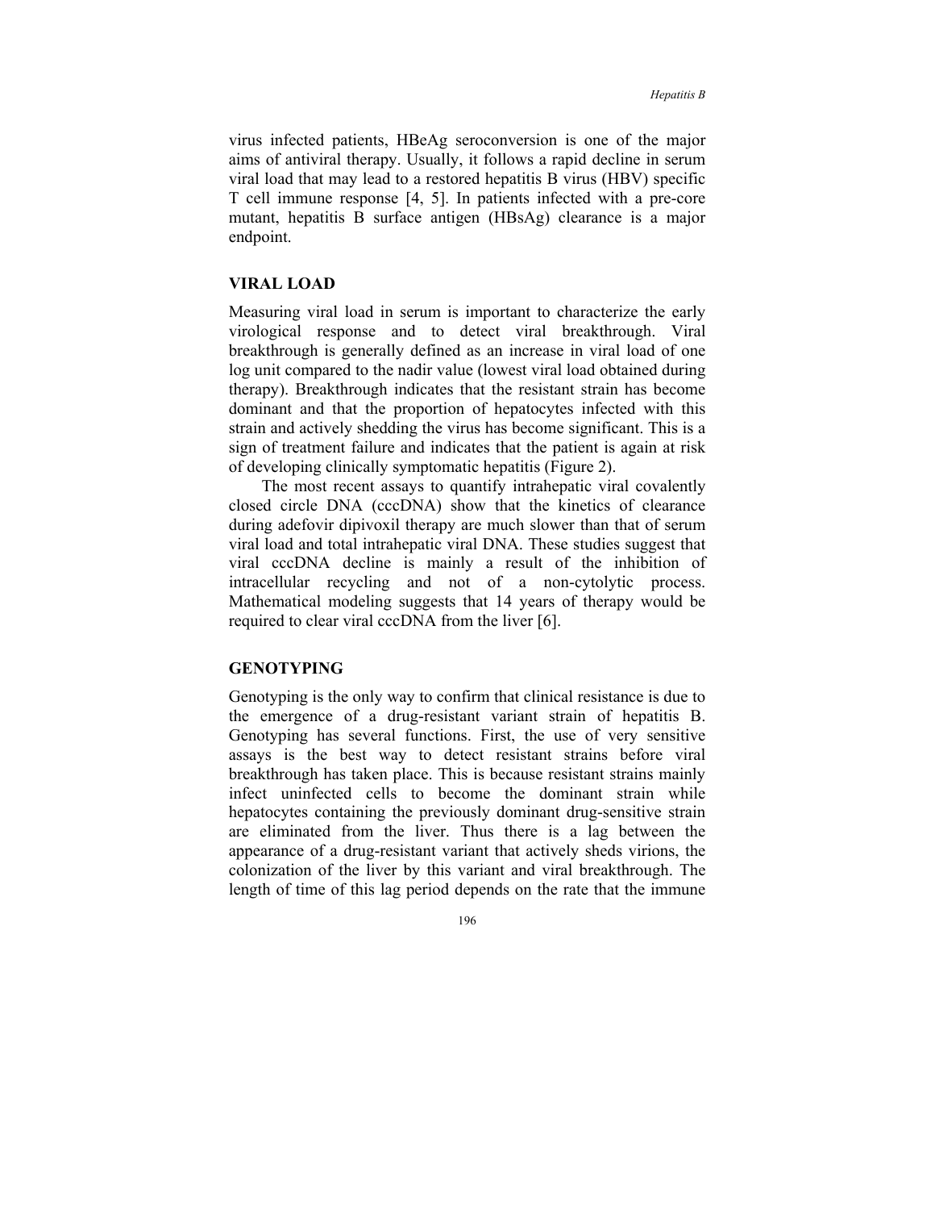virus infected patients, HBeAg seroconversion is one of the major aims of antiviral therapy. Usually, it follows a rapid decline in serum viral load that may lead to a restored hepatitis B virus (HBV) specific T cell immune response [4, 5]. In patients infected with a pre-core mutant, hepatitis B surface antigen (HBsAg) clearance is a major endpoint.

## VIRAL LOAD

Measuring viral load in serum is important to characterize the early virological response and to detect viral breakthrough. Viral breakthrough is generally defined as an increase in viral load of one log unit compared to the nadir value (lowest viral load obtained during therapy). Breakthrough indicates that the resistant strain has become dominant and that the proportion of hepatocytes infected with this strain and actively shedding the virus has become significant. This is a sign of treatment failure and indicates that the patient is again at risk of developing clinically symptomatic hepatitis (Figure 2).

The most recent assays to quantify intrahepatic viral covalently closed circle DNA (cccDNA) show that the kinetics of clearance during adefovir dipivoxil therapy are much slower than that of serum viral load and total intrahepatic viral DNA. These studies suggest that viral cccDNA decline is mainly a result of the inhibition of intracellular recycling and not of a non-cytolytic process. Mathematical modeling suggests that 14 years of therapy would be required to clear viral cccDNA from the liver [6].

## GENOTYPING

Genotyping is the only way to confirm that clinical resistance is due to the emergence of a drug-resistant variant strain of hepatitis B. Genotyping has several functions. First, the use of very sensitive assays is the best way to detect resistant strains before viral breakthrough has taken place. This is because resistant strains mainly infect uninfected cells to become the dominant strain while hepatocytes containing the previously dominant drug-sensitive strain are eliminated from the liver. Thus there is a lag between the appearance of a drug-resistant variant that actively sheds virions, the colonization of the liver by this variant and viral breakthrough. The length of time of this lag period depends on the rate that the immune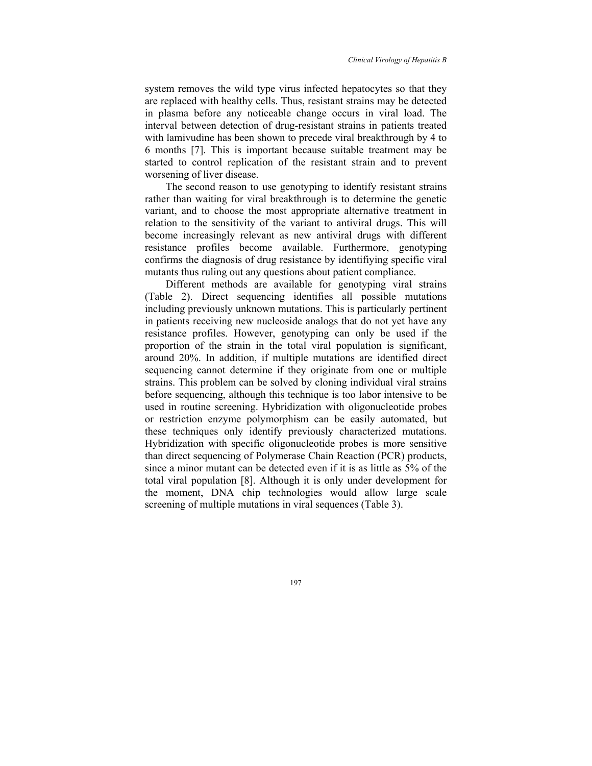system removes the wild type virus infected hepatocytes so that they are replaced with healthy cells. Thus, resistant strains may be detected in plasma before any noticeable change occurs in viral load. The interval between detection of drug-resistant strains in patients treated with lamivudine has been shown to precede viral breakthrough by 4 to 6 months [7]. This is important because suitable treatment may be started to control replication of the resistant strain and to prevent worsening of liver disease.

The second reason to use genotyping to identify resistant strains rather than waiting for viral breakthrough is to determine the genetic variant, and to choose the most appropriate alternative treatment in relation to the sensitivity of the variant to antiviral drugs. This will become increasingly relevant as new antiviral drugs with different resistance profiles become available. Furthermore, genotyping confirms the diagnosis of drug resistance by identifiying specific viral mutants thus ruling out any questions about patient compliance.

Different methods are available for genotyping viral strains (Table 2). Direct sequencing identifies all possible mutations including previously unknown mutations. This is particularly pertinent in patients receiving new nucleoside analogs that do not yet have any resistance profiles. However, genotyping can only be used if the proportion of the strain in the total viral population is significant, around 20%. In addition, if multiple mutations are identified direct sequencing cannot determine if they originate from one or multiple strains. This problem can be solved by cloning individual viral strains before sequencing, although this technique is too labor intensive to be used in routine screening. Hybridization with oligonucleotide probes or restriction enzyme polymorphism can be easily automated, but these techniques only identify previously characterized mutations. Hybridization with specific oligonucleotide probes is more sensitive than direct sequencing of Polymerase Chain Reaction (PCR) products, since a minor mutant can be detected even if it is as little as 5% of the total viral population [8]. Although it is only under development for the moment, DNA chip technologies would allow large scale screening of multiple mutations in viral sequences (Table 3).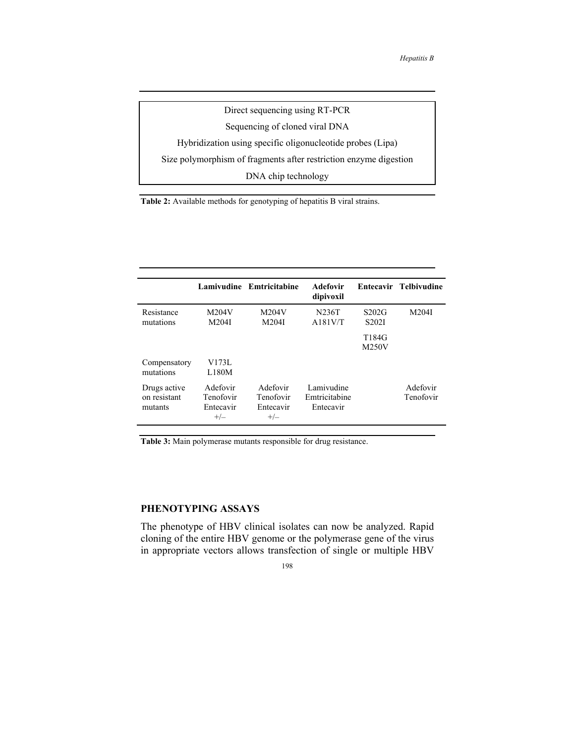| Direct sequencing using RT-PCR |
| --- |
| Sequencing of cloned viral DNA |
| Hybridization using specific oligonucleotide probes (Lipa) |
| Size polymorphism of fragments after restriction enzyme digestion |
| DNA chip technology |

**Table 2:** Available methods for genotyping of hepatitis B viral strains.

| | Lamivudine | Emtricitabine | Adefovir dipivoxil | Entecavir | Telbivudine |
| --- | --- | --- | --- | --- | --- |
| Resistance mutations | M204V<br>M204I | M204V<br>M204I | N236T<br>A181V/T | S202G<br>S202I<br>T184G<br>M250V | M204I |
| Compensatory mutations | V173L<br>L180M | | | | |
| Drugs active on resistant mutants | Adefovir<br>Tenofovir<br>Entecavir +/– | Adefovir<br>Tenofovir<br>Entecavir +/– | Lamivudine<br>Emtricitabine<br>Entecavir | | Adefovir<br>Tenofovir |

**Table 3:** Main polymerase mutants responsible for drug resistance.

## PHENOTYPING ASSAYS

The phenotype of HBV clinical isolates can now be analyzed. Rapid cloning of the entire HBV genome or the polymerase gene of the virus in appropriate vectors allows transfection of single or multiple HBV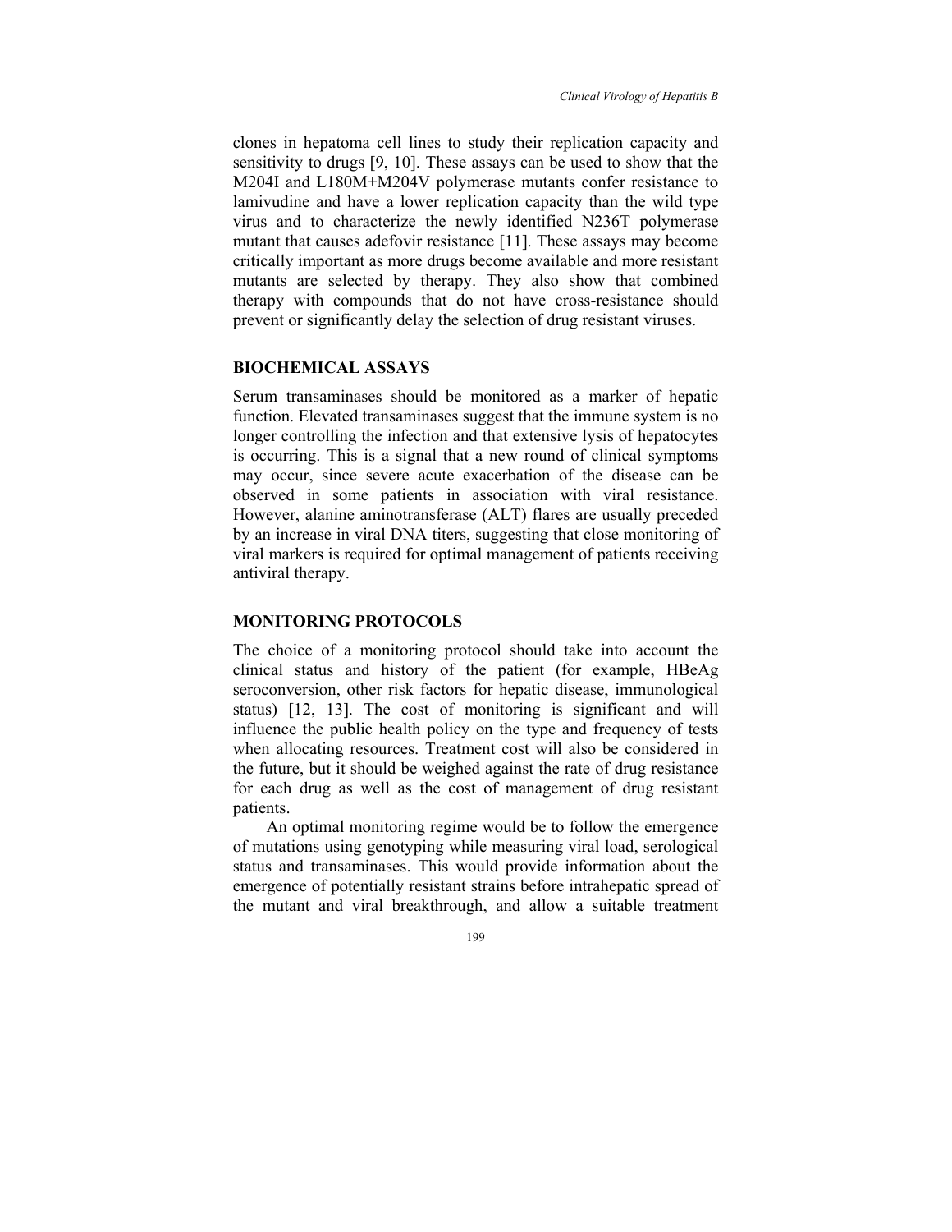clones in hepatoma cell lines to study their replication capacity and sensitivity to drugs [9, 10]. These assays can be used to show that the M204I and L180M+M204V polymerase mutants confer resistance to lamivudine and have a lower replication capacity than the wild type virus and to characterize the newly identified N236T polymerase mutant that causes adefovir resistance [11]. These assays may become critically important as more drugs become available and more resistant mutants are selected by therapy. They also show that combined therapy with compounds that do not have cross-resistance should prevent or significantly delay the selection of drug resistant viruses.

## BIOCHEMICAL ASSAYS

Serum transaminases should be monitored as a marker of hepatic function. Elevated transaminases suggest that the immune system is no longer controlling the infection and that extensive lysis of hepatocytes is occurring. This is a signal that a new round of clinical symptoms may occur, since severe acute exacerbation of the disease can be observed in some patients in association with viral resistance. However, alanine aminotransferase (ALT) flares are usually preceded by an increase in viral DNA titers, suggesting that close monitoring of viral markers is required for optimal management of patients receiving antiviral therapy.

## MONITORING PROTOCOLS

The choice of a monitoring protocol should take into account the clinical status and history of the patient (for example, HBeAg seroconversion, other risk factors for hepatic disease, immunological status) [12, 13]. The cost of monitoring is significant and will influence the public health policy on the type and frequency of tests when allocating resources. Treatment cost will also be considered in the future, but it should be weighed against the rate of drug resistance for each drug as well as the cost of management of drug resistant patients.

An optimal monitoring regime would be to follow the emergence of mutations using genotyping while measuring viral load, serological status and transaminases. This would provide information about the emergence of potentially resistant strains before intrahepatic spread of the mutant and viral breakthrough, and allow a suitable treatment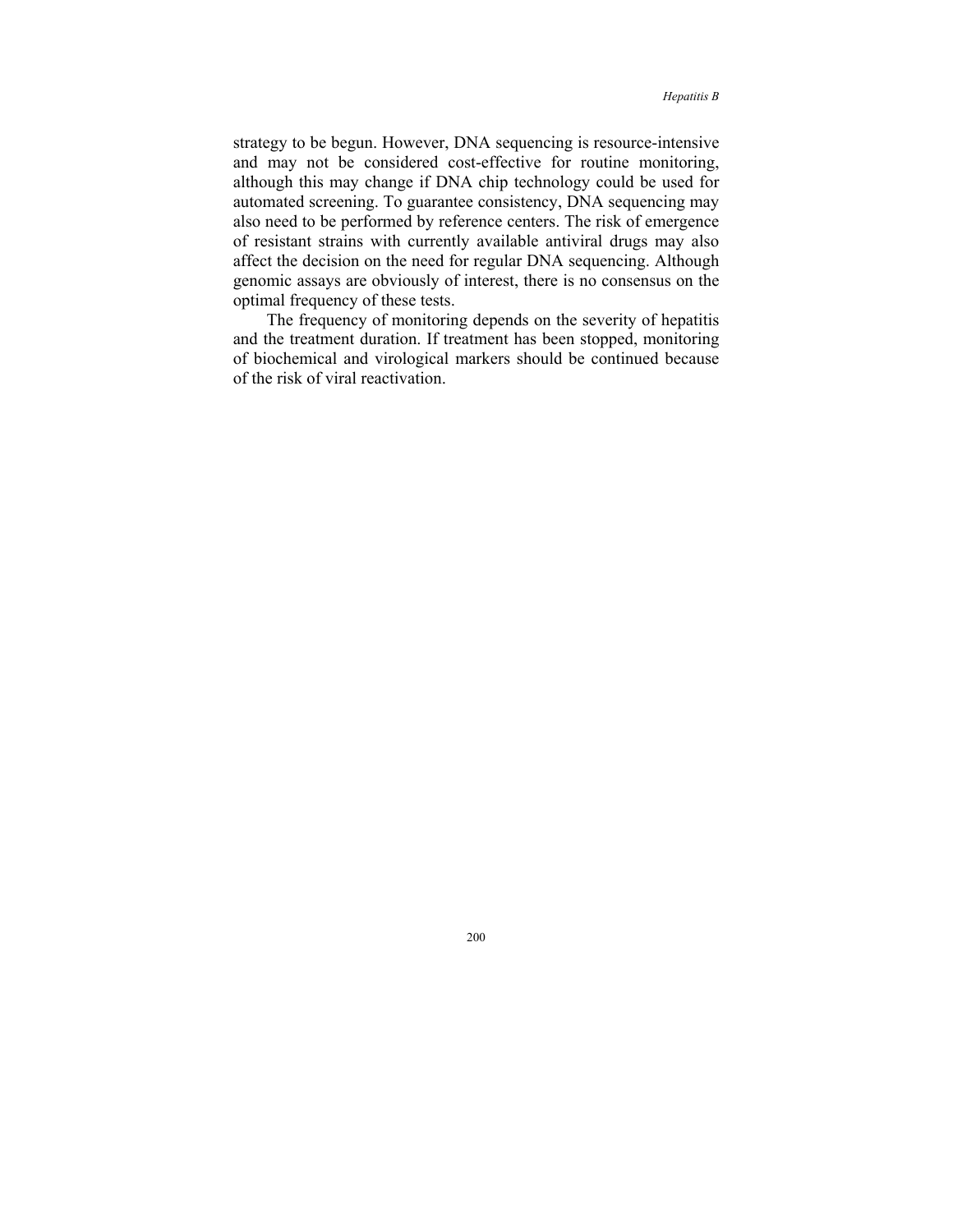strategy to be begun. However, DNA sequencing is resource-intensive and may not be considered cost-effective for routine monitoring, although this may change if DNA chip technology could be used for automated screening. To guarantee consistency, DNA sequencing may also need to be performed by reference centers. The risk of emergence of resistant strains with currently available antiviral drugs may also affect the decision on the need for regular DNA sequencing. Although genomic assays are obviously of interest, there is no consensus on the optimal frequency of these tests.

The frequency of monitoring depends on the severity of hepatitis and the treatment duration. If treatment has been stopped, monitoring of biochemical and virological markers should be continued because of the risk of viral reactivation.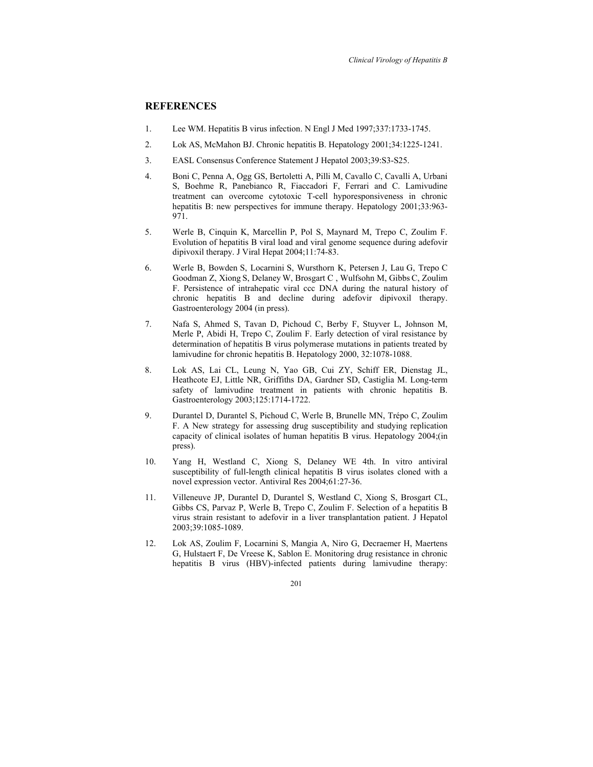## REFERENCES

1. Lee WM. Hepatitis B virus infection. N Engl J Med 1997;337:1733-1745.

2. Lok AS, McMahon BJ. Chronic hepatitis B. Hepatology 2001;34:1225-1241.

3. EASL Consensus Conference Statement J Hepatol 2003;39:S3-S25.

4. Boni C, Penna A, Ogg GS, Bertoletti A, Pilli M, Cavallo C, Cavalli A, Urbani S, Boehme R, Panebianco R, Fiaccadori F, Ferrari and C. Lamivudine treatment can overcome cytotoxic T-cell hyporesponsiveness in chronic hepatitis B: new perspectives for immune therapy. Hepatology 2001;33:963-971.

5. Werle B, Cinquin K, Marcellin P, Pol S, Maynard M, Trepo C, Zoulim F. Evolution of hepatitis B viral load and viral genome sequence during adefovir dipivoxil therapy. J Viral Hepat 2004;11:74-83.

6. Werle B, Bowden S, Locarnini S, Wursthorn K, Petersen J, Lau G, Trepo C Goodman Z, Xiong S, Delaney W, Brosgart C , Wulfsohn M, Gibbs C, Zoulim F. Persistence of intrahepatic viral ccc DNA during the natural history of chronic hepatitis B and decline during adefovir dipivoxil therapy. Gastroenterology 2004 (in press).

7. Nafa S, Ahmed S, Tavan D, Pichoud C, Berby F, Stuyver L, Johnson M, Merle P, Abidi H, Trepo C, Zoulim F. Early detection of viral resistance by determination of hepatitis B virus polymerase mutations in patients treated by lamivudine for chronic hepatitis B. Hepatology 2000, 32:1078-1088.

8. Lok AS, Lai CL, Leung N, Yao GB, Cui ZY, Schiff ER, Dienstag JL, Heathcote EJ, Little NR, Griffiths DA, Gardner SD, Castiglia M. Long-term safety of lamivudine treatment in patients with chronic hepatitis B. Gastroenterology 2003;125:1714-1722.

9. Durantel D, Durantel S, Pichoud C, Werle B, Brunelle MN, Trépo C, Zoulim F. A New strategy for assessing drug susceptibility and studying replication capacity of clinical isolates of human hepatitis B virus. Hepatology 2004;(in press).

10. Yang H, Westland C, Xiong S, Delaney WE 4th. In vitro antiviral susceptibility of full-length clinical hepatitis B virus isolates cloned with a novel expression vector. Antiviral Res 2004;61:27-36.

11. Villeneuve JP, Durantel D, Durantel S, Westland C, Xiong S, Brosgart CL, Gibbs CS, Parvaz P, Werle B, Trepo C, Zoulim F. Selection of a hepatitis B virus strain resistant to adefovir in a liver transplantation patient. J Hepatol 2003;39:1085-1089.

12. Lok AS, Zoulim F, Locarnini S, Mangia A, Niro G, Decraemer H, Maertens G, Hulstaert F, De Vreese K, Sablon E. Monitoring drug resistance in chronic hepatitis B virus (HBV)-infected patients during lamivudine therapy: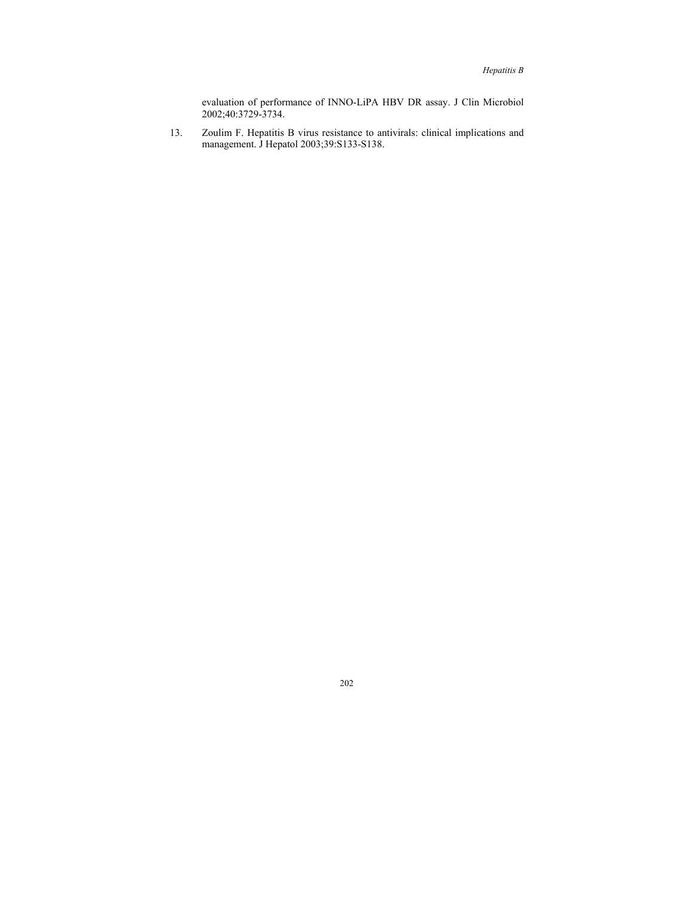evaluation of performance of INNO-LiPA HBV DR assay. J Clin Microbiol 2002;40:3729-3734.

13. Zoulim F. Hepatitis B virus resistance to antivirals: clinical implications and management. J Hepatol 2003;39:S133-S138.